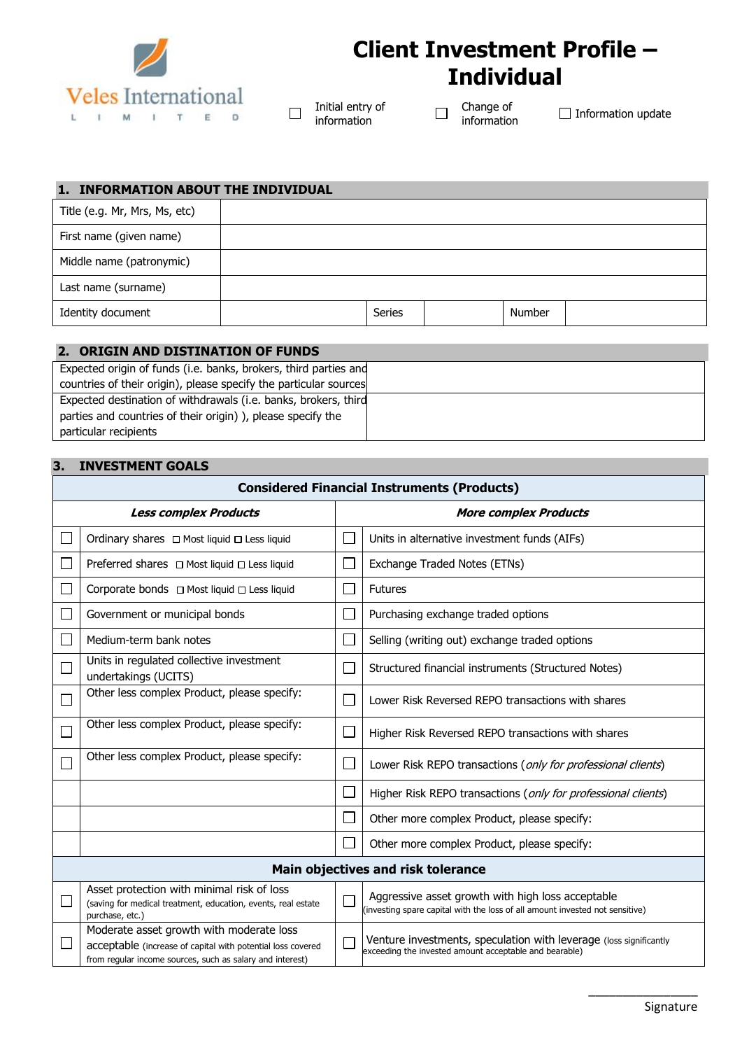Veles International LIMITED

# Client Investment Profile – Individual

☐ Initial entry of information ☐ Change of information ☐ Information update

## 1. INFORMATION ABOUT THE INDIVIDUAL

| | | | | | |
|---|---|---|---|---|---|
| Title (e.g. Mr, Mrs, Ms, etc) | | | | | |
| First name (given name) | | | | | |
| Middle name (patronymic) | | | | | |
| Last name (surname) | | | | | |
| Identity document | | Series | | Number | |

## 2. ORIGIN AND DISTINATION OF FUNDS

| | |
|---|---|
| Expected origin of funds (i.e. banks, brokers, third parties and countries of their origin), please specify the particular sources | |
| Expected destination of withdrawals (i.e. banks, brokers, third parties and countries of their origin) ), please specify the particular recipients | |

## 3. INVESTMENT GOALS

| **Considered Financial Instruments (Products)** | | | |
|---|---|---|---|
| | ***Less complex Products*** | | ***More complex Products*** |
| ☐ | Ordinary shares ☐ Most liquid ☐ Less liquid | ☐ | Units in alternative investment funds (AIFs) |
| ☐ | Preferred shares ☐ Most liquid ☐ Less liquid | ☐ | Exchange Traded Notes (ETNs) |
| ☐ | Corporate bonds ☐ Most liquid ☐ Less liquid | ☐ | Futures |
| ☐ | Government or municipal bonds | ☐ | Purchasing exchange traded options |
| ☐ | Medium-term bank notes | ☐ | Selling (writing out) exchange traded options |
| ☐ | Units in regulated collective investment undertakings (UCITS) | ☐ | Structured financial instruments (Structured Notes) |
| ☐ | Other less complex Product, please specify: | ☐ | Lower Risk Reversed REPO transactions with shares |
| ☐ | Other less complex Product, please specify: | ☐ | Higher Risk Reversed REPO transactions with shares |
| ☐ | Other less complex Product, please specify: | ☐ | Lower Risk REPO transactions (*only for professional clients*) |
| | | ☐ | Higher Risk REPO transactions (*only for professional clients*) |
| | | ☐ | Other more complex Product, please specify: |
| | | ☐ | Other more complex Product, please specify: |
| **Main objectives and risk tolerance** | | | |
| ☐ | Asset protection with minimal risk of loss (saving for medical treatment, education, events, real estate purchase, etc.) | ☐ | Aggressive asset growth with high loss acceptable (investing spare capital with the loss of all amount invested not sensitive) |
| ☐ | Moderate asset growth with moderate loss acceptable (increase of capital with potential loss covered from regular income sources, such as salary and interest) | ☐ | Venture investments, speculation with leverage (loss significantly exceeding the invested amount acceptable and bearable) |

_________________

Signature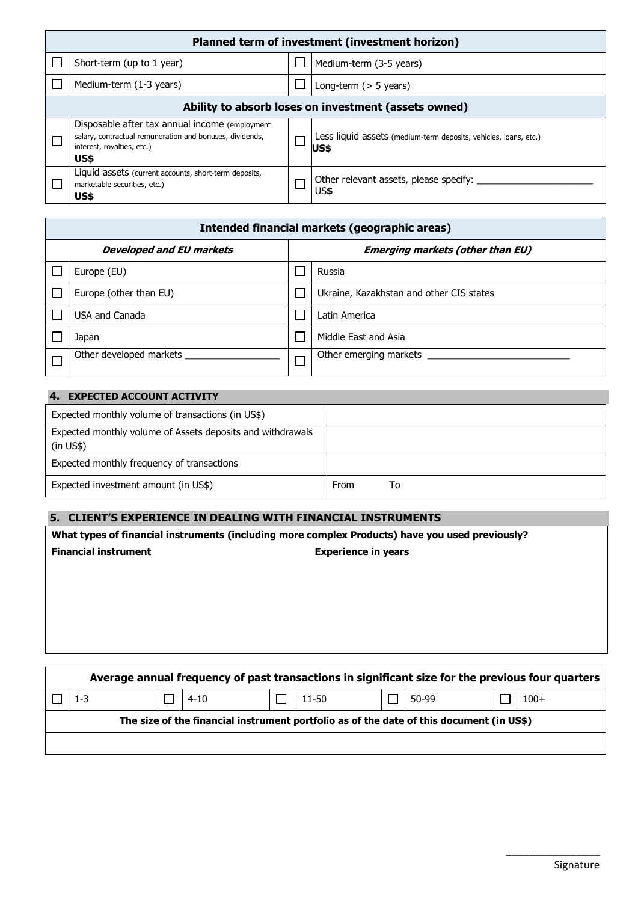| | Planned term of investment (investment horizon) | | |
|---|---|---|---|
| ☐ | Short-term (up to 1 year) | ☐ | Medium-term (3-5 years) |
| ☐ | Medium-term (1-3 years) | ☐ | Long-term (> 5 years) |

| | Ability to absorb loses on investment (assets owned) | | |
|---|---|---|---|
| ☐ | Disposable after tax annual income (employment salary, contractual remuneration and bonuses, dividends, interest, royalties, etc.) **US$** | ☐ | Less liquid assets (medium-term deposits, vehicles, loans, etc.) **US$** |
| ☐ | Liquid assets (current accounts, short-term deposits, marketable securities, etc.) **US$** | ☐ | Other relevant assets, please specify: ______________________ US**$** |

| | Intended financial markets (geographic areas) | | |
|---|---|---|---|
| | ***Developed and EU markets*** | | ***Emerging markets (other than EU)*** |
| ☐ | Europe (EU) | ☐ | Russia |
| ☐ | Europe (other than EU) | ☐ | Ukraine, Kazakhstan and other CIS states |
| ☐ | USA and Canada | ☐ | Latin America |
| ☐ | Japan | ☐ | Middle East and Asia |
| ☐ | Other developed markets __________________ | ☐ | Other emerging markets ___________________________ |

## 4. EXPECTED ACCOUNT ACTIVITY

| | |
|---|---|
| Expected monthly volume of transactions (in US$) | |
| Expected monthly volume of Assets deposits and withdrawals (in US$) | |
| Expected monthly frequency of transactions | |
| Expected investment amount (in US$) | From To |

## 5. CLIENT'S EXPERIENCE IN DEALING WITH FINANCIAL INSTRUMENTS

**What types of financial instruments (including more complex Products) have you used previously?**

| Financial instrument | Experience in years |
|---|---|
| | |

| Average annual frequency of past transactions in significant size for the previous four quarters | | | | | | | | | |
|---|---|---|---|---|---|---|---|---|---|
| ☐ | 1-3 | ☐ | 4-10 | ☐ | 11-50 | ☐ | 50-99 | ☐ | 100+ |
| **The size of the financial instrument portfolio as of the date of this document (in US$)** | | | | | | | | | |
| | | | | | | | | | |

_________________
Signature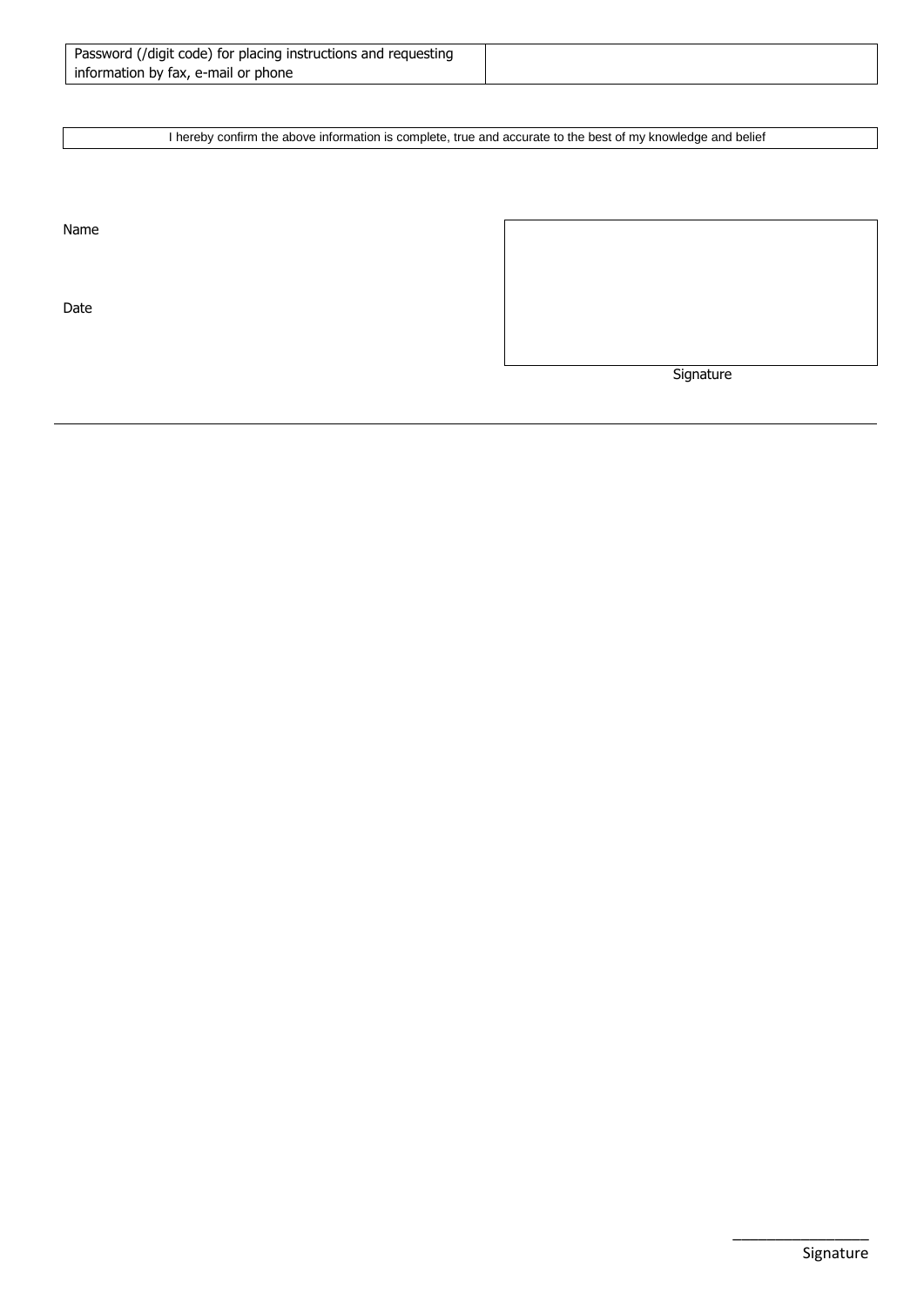| | |
|---|---|
| Password (/digit code) for placing instructions and requesting information by fax, e-mail or phone | |

I hereby confirm the above information is complete, true and accurate to the best of my knowledge and belief

Name

Date

Signature

Signature